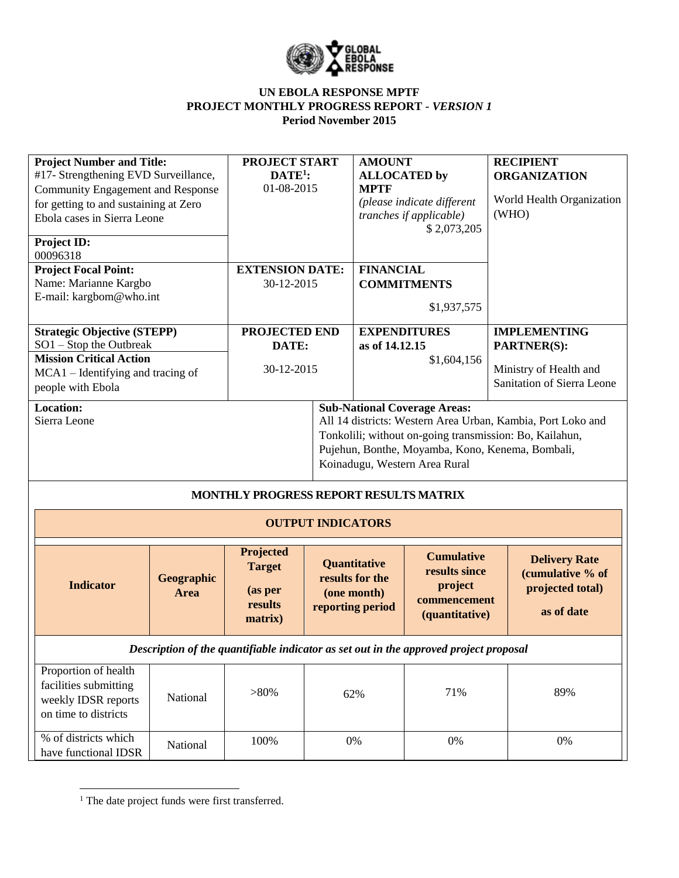**UN EBOLA RESPONSE MPTF**
**PROJECT MONTHLY PROGRESS REPORT - *VERSION 1***
**Period November 2015**

| **Project Number and Title:** #17- Strengthening EVD Surveillance, Community Engagement and Response for getting to and sustaining at Zero Ebola cases in Sierra Leone | **PROJECT START DATE[1]:** 01-08-2015 | **AMOUNT ALLOCATED by MPTF** *(please indicate different tranches if applicable)* $ 2,073,205 | **RECIPIENT ORGANIZATION** World Health Organization (WHO) |
|---|---|---|---|
| **Project ID:** 00096318 | | | |
| **Project Focal Point:** Name: Marianne Kargbo E-mail: kargbom@who.int | **EXTENSION DATE:** 30-12-2015 | **FINANCIAL COMMITMENTS** $1,937,575 | |
| **Strategic Objective (STEPP)** SO1 – Stop the Outbreak **Mission Critical Action** MCA1 – Identifying and tracing of people with Ebola | **PROJECTED END DATE:** 30-12-2015 | **EXPENDITURES as of 14.12.15** $1,604,156 | **IMPLEMENTING PARTNER(S):** Ministry of Health and Sanitation of Sierra Leone |
| **Location:** Sierra Leone | | **Sub-National Coverage Areas:** All 14 districts: Western Area Urban, Kambia, Port Loko and Tonkolili; without on-going transmission: Bo, Kailahun, Pujehun, Bonthe, Moyamba, Kono, Kenema, Bombali, Koinadugu, Western Area Rural | |

**MONTHLY PROGRESS REPORT RESULTS MATRIX**

| **OUTPUT INDICATORS** | | | | | |
|---|---|---|---|---|---|
| **Indicator** | **Geographic Area** | **Projected Target (as per results matrix)** | **Quantitative results for the (one month) reporting period** | **Cumulative results since project commencement (quantitative)** | **Delivery Rate (cumulative % of projected total) as of date** |
| ***Description of the quantifiable indicator as set out in the approved project proposal*** | | | | | |
| Proportion of health facilities submitting weekly IDSR reports on time to districts | National | >80% | 62% | 71% | 89% |
| % of districts which have functional IDSR | National | 100% | 0% | 0% | 0% |

[1] The date project funds were first transferred.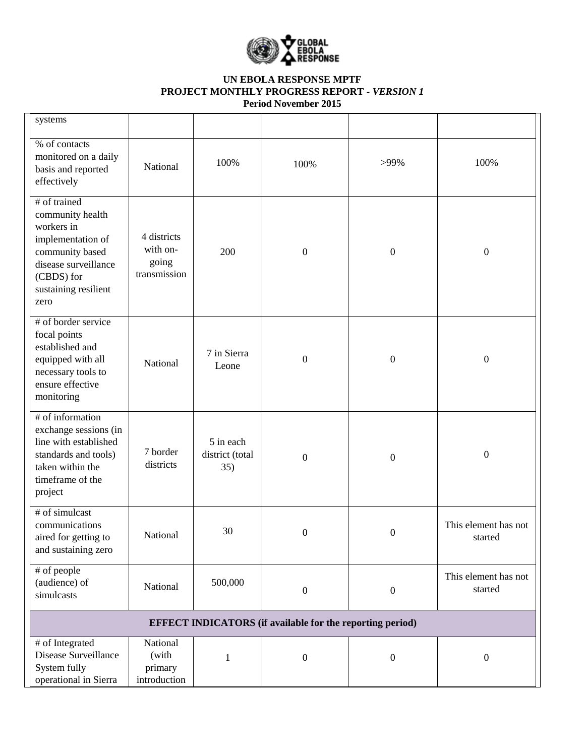**UN EBOLA RESPONSE MPTF**
**PROJECT MONTHLY PROGRESS REPORT -** ***VERSION 1***
**Period November 2015**

| | | | | | |
|---|---|---|---|---|---|
| systems | | | | | |
| % of contacts monitored on a daily basis and reported effectively | National | 100% | 100% | >99% | 100% |
| # of trained community health workers in implementation of community based disease surveillance (CBDS) for sustaining resilient zero | 4 districts with on-going transmission | 200 | 0 | 0 | 0 |
| # of border service focal points established and equipped with all necessary tools to ensure effective monitoring | National | 7 in Sierra Leone | 0 | 0 | 0 |
| # of information exchange sessions (in line with established standards and tools) taken within the timeframe of the project | 7 border districts | 5 in each district (total 35) | 0 | 0 | 0 |
| # of simulcast communications aired for getting to and sustaining zero | National | 30 | 0 | 0 | This element has not started |
| # of people (audience) of simulcasts | National | 500,000 | 0 | 0 | This element has not started |
| **EFFECT INDICATORS (if available for the reporting period)** | | | | | |
| # of Integrated Disease Surveillance System fully operational in Sierra | National (with primary introduction | 1 | 0 | 0 | 0 |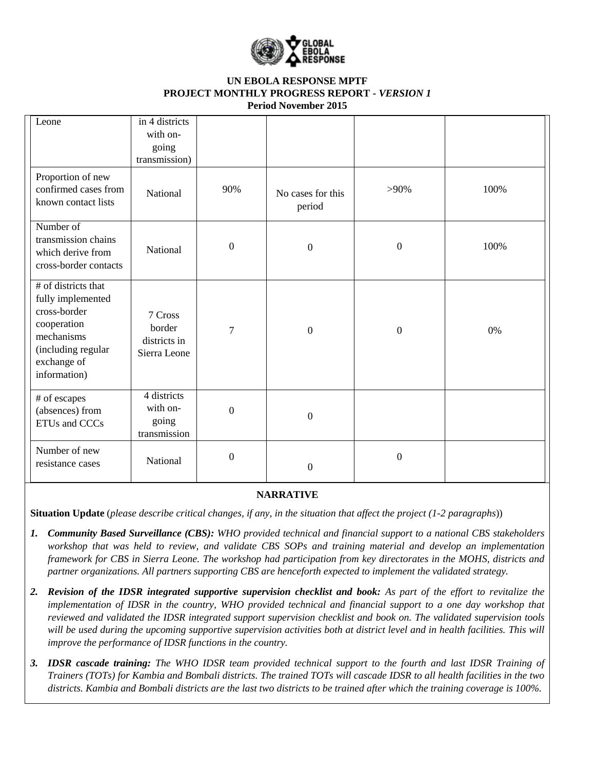**UN EBOLA RESPONSE MPTF**
**PROJECT MONTHLY PROGRESS REPORT - *VERSION 1***
**Period November 2015**

| | | | | | |
|---|---|---|---|---|---|
| Leone | in 4 districts with on-going transmission) | | | | |
| Proportion of new confirmed cases from known contact lists | National | 90% | No cases for this period | >90% | 100% |
| Number of transmission chains which derive from cross-border contacts | National | 0 | 0 | 0 | 100% |
| # of districts that fully implemented cross-border cooperation mechanisms (including regular exchange of information) | 7 Cross border districts in Sierra Leone | 7 | 0 | 0 | 0% |
| # of escapes (absences) from ETUs and CCCs | 4 districts with on-going transmission | 0 | 0 | | |
| Number of new resistance cases | National | 0 | 0 | 0 | |

**NARRATIVE**

**Situation Update** (*please describe critical changes, if any, in the situation that affect the project (1-2 paragraphs)*)

1. ***Community Based Surveillance (CBS):*** *WHO provided technical and financial support to a national CBS stakeholders workshop that was held to review, and validate CBS SOPs and training material and develop an implementation framework for CBS in Sierra Leone. The workshop had participation from key directorates in the MOHS, districts and partner organizations. All partners supporting CBS are henceforth expected to implement the validated strategy.*

2. ***Revision of the IDSR integrated supportive supervision checklist and book:*** *As part of the effort to revitalize the implementation of IDSR in the country, WHO provided technical and financial support to a one day workshop that reviewed and validated the IDSR integrated support supervision checklist and book on. The validated supervision tools will be used during the upcoming supportive supervision activities both at district level and in health facilities. This will improve the performance of IDSR functions in the country.*

3. ***IDSR cascade training:*** *The WHO IDSR team provided technical support to the fourth and last IDSR Training of Trainers (TOTs) for Kambia and Bombali districts. The trained TOTs will cascade IDSR to all health facilities in the two districts. Kambia and Bombali districts are the last two districts to be trained after which the training coverage is 100%.*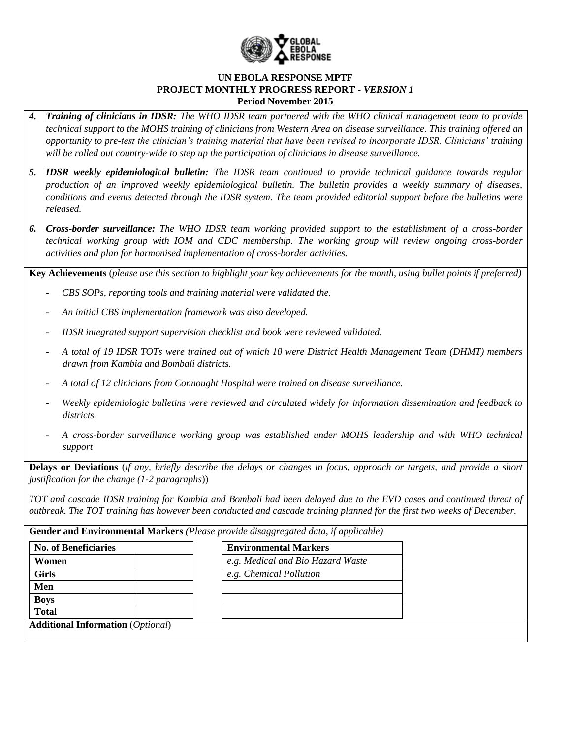**UN EBOLA RESPONSE MPTF**
**PROJECT MONTHLY PROGRESS REPORT - *VERSION 1***
**Period November 2015**

4. ***Training of clinicians in IDSR:*** *The WHO IDSR team partnered with the WHO clinical management team to provide technical support to the MOHS training of clinicians from Western Area on disease surveillance. This training offered an opportunity to pre-test the clinician's training material that have been revised to incorporate IDSR. Clinicians' training will be rolled out country-wide to step up the participation of clinicians in disease surveillance.*

5. ***IDSR weekly epidemiological bulletin:*** *The IDSR team continued to provide technical guidance towards regular production of an improved weekly epidemiological bulletin. The bulletin provides a weekly summary of diseases, conditions and events detected through the IDSR system. The team provided editorial support before the bulletins were released.*

6. ***Cross-border surveillance:*** *The WHO IDSR team working provided support to the establishment of a cross-border technical working group with IOM and CDC membership. The working group will review ongoing cross-border activities and plan for harmonised implementation of cross-border activities.*

**Key Achievements** (*please use this section to highlight your key achievements for the month, using bullet points if preferred)*

- *CBS SOPs, reporting tools and training material were validated the.*
- *An initial CBS implementation framework was also developed.*
- *IDSR integrated support supervision checklist and book were reviewed validated.*
- *A total of 19 IDSR TOTs were trained out of which 10 were District Health Management Team (DHMT) members drawn from Kambia and Bombali districts.*
- *A total of 12 clinicians from Connought Hospital were trained on disease surveillance.*
- *Weekly epidemiologic bulletins were reviewed and circulated widely for information dissemination and feedback to districts.*
- *A cross-border surveillance working group was established under MOHS leadership and with WHO technical support*

**Delays or Deviations** (*if any, briefly describe the delays or changes in focus, approach or targets, and provide a short justification for the change (1-2 paragraphs*))

*TOT and cascade IDSR training for Kambia and Bombali had been delayed due to the EVD cases and continued threat of outbreak. The TOT training has however been conducted and cascade training planned for the first two weeks of December.*

**Gender and Environmental Markers** *(Please provide disaggregated data, if applicable)*

| No. of Beneficiaries | |
|---|---|
| **Women** | |
| **Girls** | |
| **Men** | |
| **Boys** | |
| **Total** | |

| Environmental Markers |
|---|
| *e.g. Medical and Bio Hazard Waste* |
| *e.g. Chemical Pollution* |
| |
| |
| |

**Additional Information** (*Optional*)